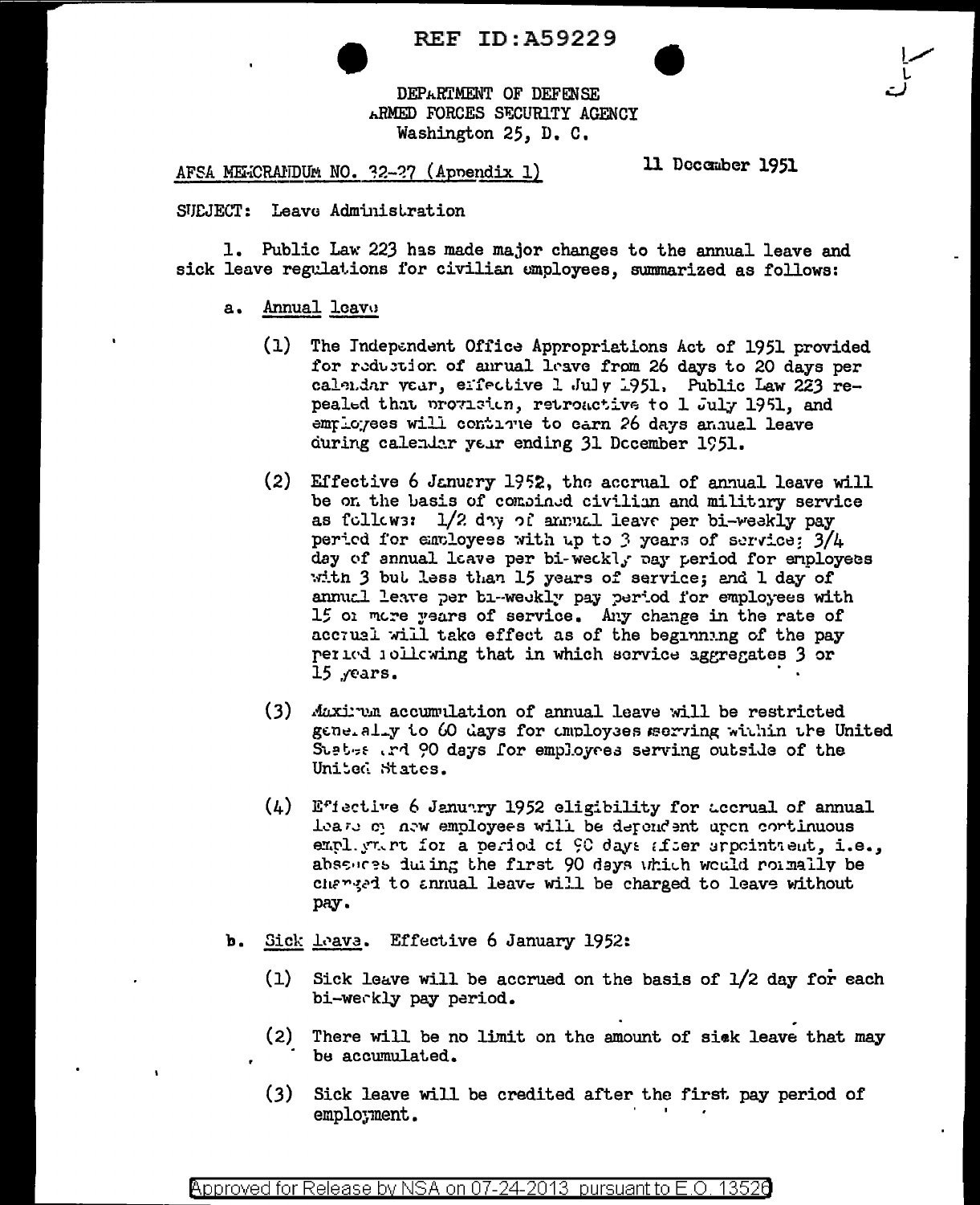REF ID:A59229

DEPARTMENT OF DEFENSE
ARMED FORCES SECURITY AGENCY
Washington 25, D. C.

AFSA MEMORANDUM NO. 32-27 (Appendix 1)

11 December 1951

SUBJECT: Leave Administration

1. Public Law 223 has made major changes to the annual leave and sick leave regulations for civilian employees, summarized as follows:

a. Annual leave

(1) The Independent Office Appropriations Act of 1951 provided for reduction of annual leave from 26 days to 20 days per calendar year, effective 1 July 1951. Public Law 223 repealed that provision, retroactive to 1 July 1951, and employees will continue to earn 26 days annual leave during calendar year ending 31 December 1951.

(2) Effective 6 January 1952, the accrual of annual leave will be on the basis of combined civilian and military service as follows: 1/2 day of annual leave per bi-weekly pay period for employees with up to 3 years of service; 3/4 day of annual leave per bi-weekly pay period for employees with 3 but less than 15 years of service; and 1 day of annual leave per bi-weekly pay period for employees with 15 or more years of service. Any change in the rate of accrual will take effect as of the beginning of the pay period following that in which service aggregates 3 or 15 years.

(3) Maximum accumulation of annual leave will be restricted generally to 60 days for employees serving within the United States and 90 days for employees serving outside of the United States.

(4) Effective 6 January 1952 eligibility for accrual of annual leave of new employees will be dependent upon continuous employment for a period of 90 days after appointment, i.e., absences during the first 90 days which would normally be charged to annual leave will be charged to leave without pay.

b. Sick leave. Effective 6 January 1952:

(1) Sick leave will be accrued on the basis of 1/2 day for each bi-weekly pay period.

(2) There will be no limit on the amount of sick leave that may be accumulated.

(3) Sick leave will be credited after the first pay period of employment.

Approved for Release by NSA on 07-24-2013 pursuant to E.O. 13526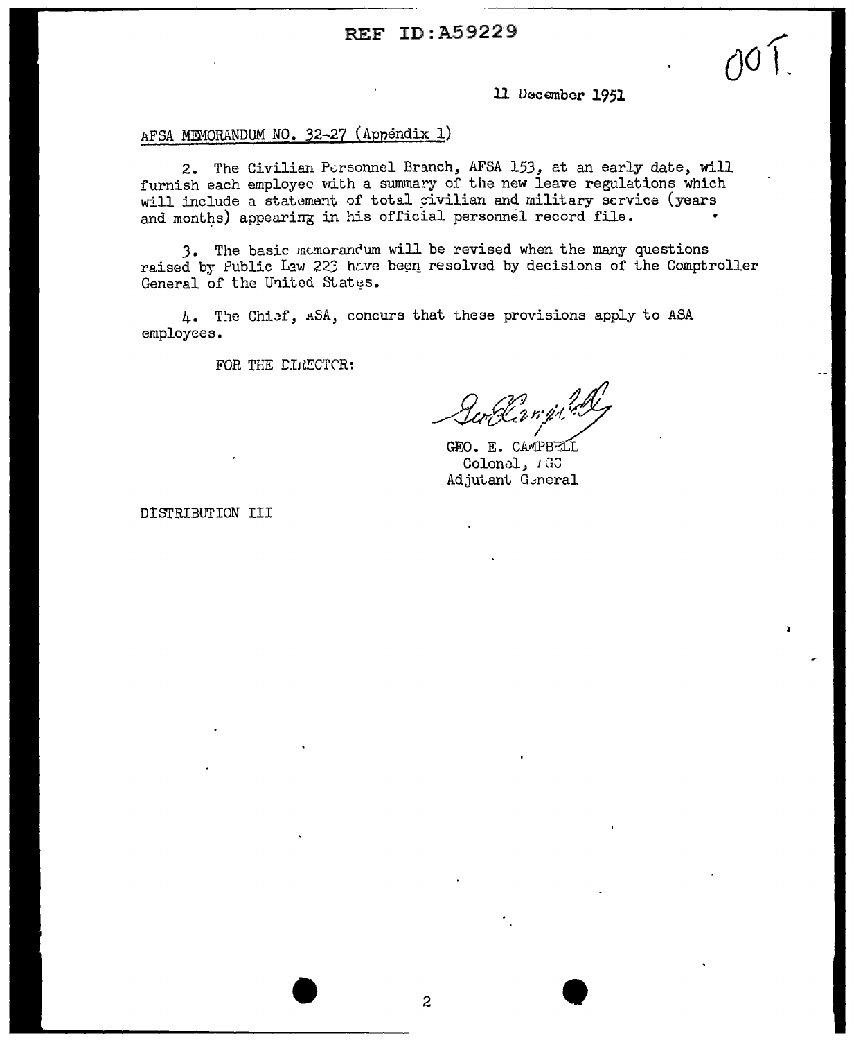REF ID:A59229

00T.

11 December 1951

AFSA MEMORANDUM NO. 32-27 (Appendix 1)

2. The Civilian Personnel Branch, AFSA 153, at an early date, will furnish each employee with a summary of the new leave regulations which will include a statement of total civilian and military service (years and months) appearing in his official personnel record file.

3. The basic memorandum will be revised when the many questions raised by Public Law 223 have been resolved by decisions of the Comptroller General of the United States.

4. The Chief, ASA, concurs that these provisions apply to ASA employees.

FOR THE DIRECTOR:

GEO. E. CAMPBELL
Colonel, AGC
Adjutant General

DISTRIBUTION III